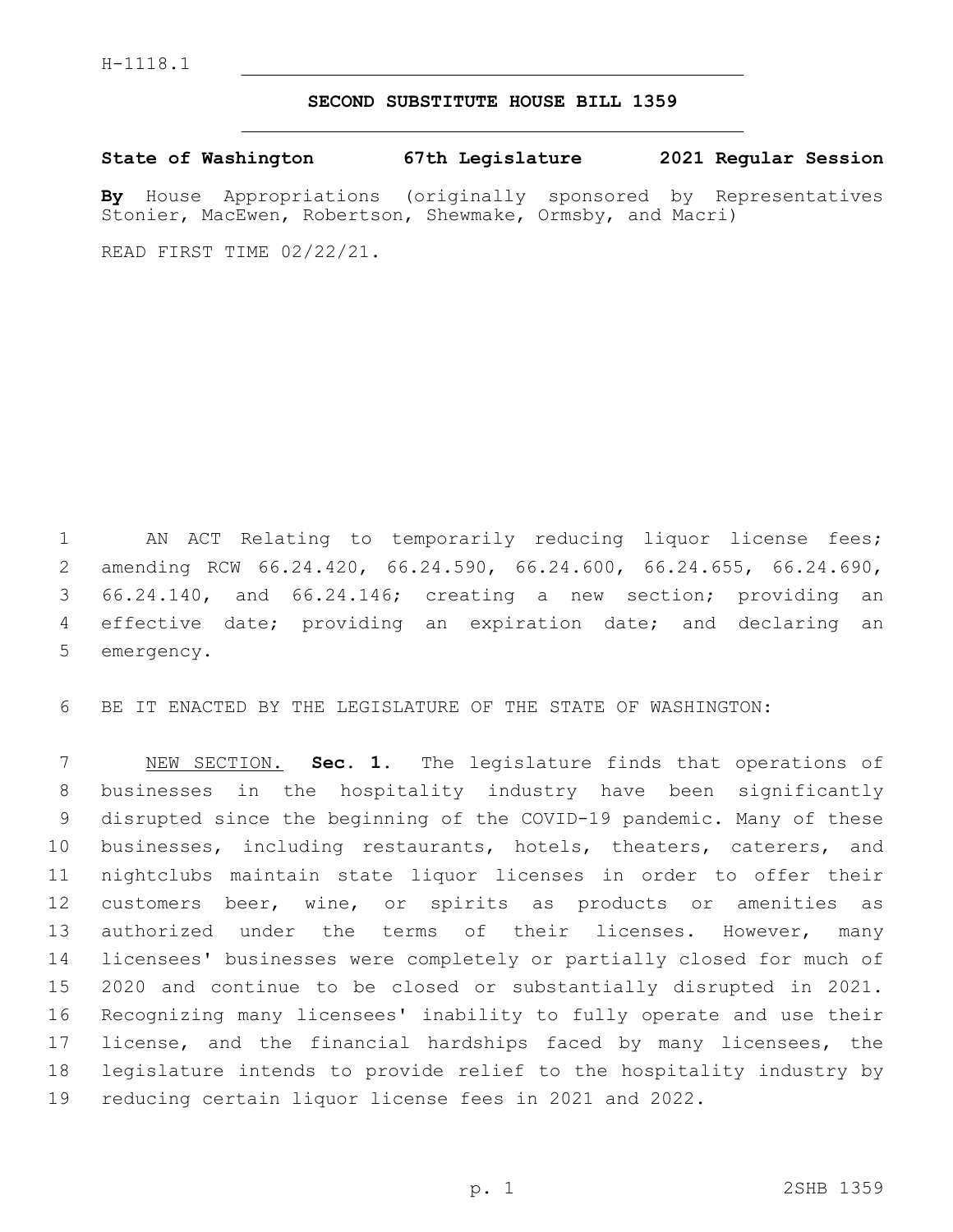H-1118.1

# SECOND SUBSTITUTE HOUSE BILL 1359

**State of Washington 67th Legislature 2021 Regular Session**

**By** House Appropriations (originally sponsored by Representatives Stonier, MacEwen, Robertson, Shewmake, Ormsby, and Macri)

READ FIRST TIME 02/22/21.

AN ACT Relating to temporarily reducing liquor license fees; amending RCW 66.24.420, 66.24.590, 66.24.600, 66.24.655, 66.24.690, 66.24.140, and 66.24.146; creating a new section; providing an effective date; providing an expiration date; and declaring an emergency.

BE IT ENACTED BY THE LEGISLATURE OF THE STATE OF WASHINGTON:

NEW SECTION. **Sec. 1.** The legislature finds that operations of businesses in the hospitality industry have been significantly disrupted since the beginning of the COVID-19 pandemic. Many of these businesses, including restaurants, hotels, theaters, caterers, and nightclubs maintain state liquor licenses in order to offer their customers beer, wine, or spirits as products or amenities as authorized under the terms of their licenses. However, many licensees' businesses were completely or partially closed for much of 2020 and continue to be closed or substantially disrupted in 2021. Recognizing many licensees' inability to fully operate and use their license, and the financial hardships faced by many licensees, the legislature intends to provide relief to the hospitality industry by reducing certain liquor license fees in 2021 and 2022.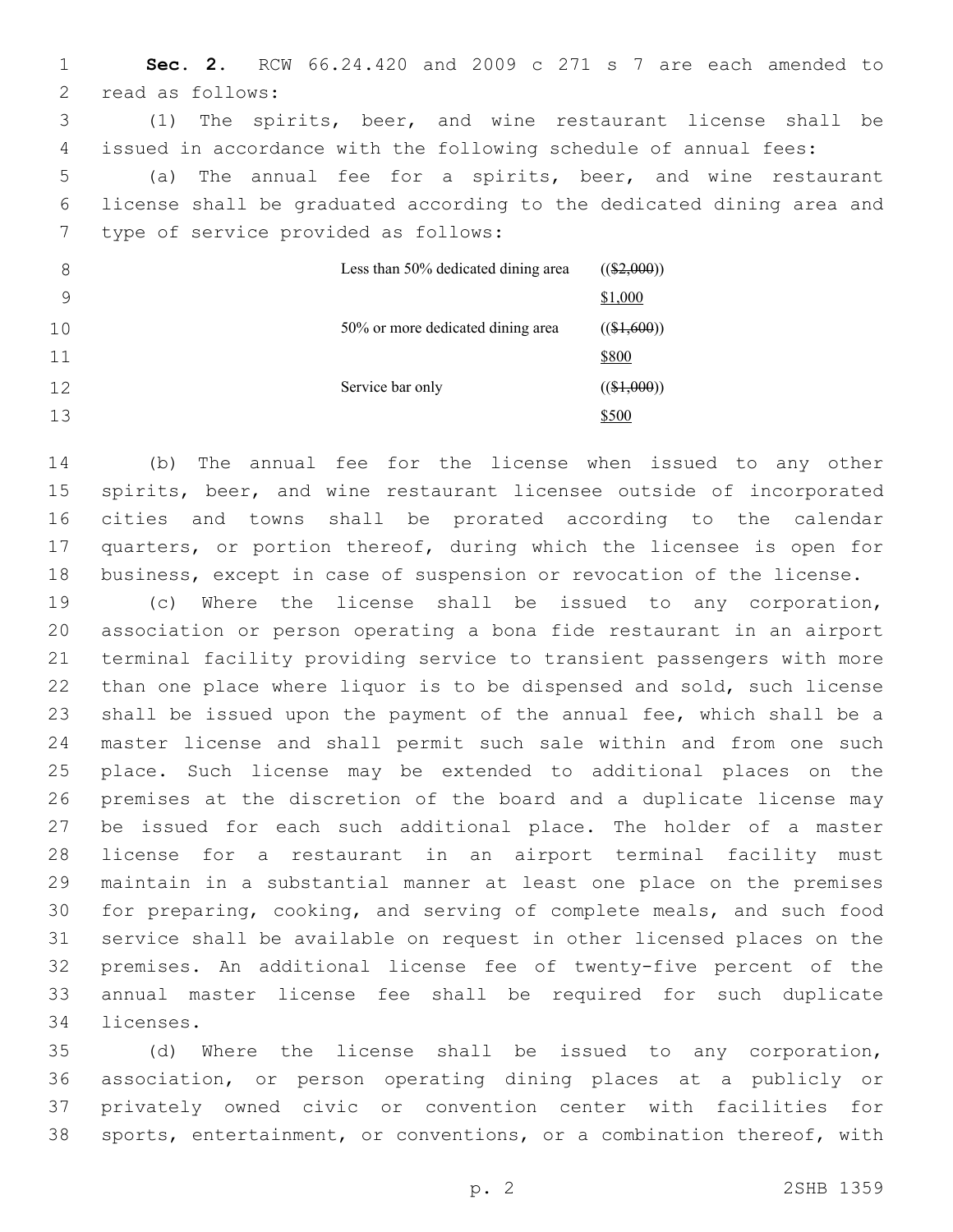**Sec. 2.** RCW 66.24.420 and 2009 c 271 s 7 are each amended to read as follows:

(1) The spirits, beer, and wine restaurant license shall be issued in accordance with the following schedule of annual fees:

(a) The annual fee for a spirits, beer, and wine restaurant license shall be graduated according to the dedicated dining area and type of service provided as follows:

| | |
|---|---|
| Less than 50% dedicated dining area | (($2,000)) $1,000 |
| 50% or more dedicated dining area | (($1,600)) $800 |
| Service bar only | (($1,000)) $500 |

(b) The annual fee for the license when issued to any other spirits, beer, and wine restaurant licensee outside of incorporated cities and towns shall be prorated according to the calendar quarters, or portion thereof, during which the licensee is open for business, except in case of suspension or revocation of the license.

(c) Where the license shall be issued to any corporation, association or person operating a bona fide restaurant in an airport terminal facility providing service to transient passengers with more than one place where liquor is to be dispensed and sold, such license shall be issued upon the payment of the annual fee, which shall be a master license and shall permit such sale within and from one such place. Such license may be extended to additional places on the premises at the discretion of the board and a duplicate license may be issued for each such additional place. The holder of a master license for a restaurant in an airport terminal facility must maintain in a substantial manner at least one place on the premises for preparing, cooking, and serving of complete meals, and such food service shall be available on request in other licensed places on the premises. An additional license fee of twenty-five percent of the annual master license fee shall be required for such duplicate licenses.

(d) Where the license shall be issued to any corporation, association, or person operating dining places at a publicly or privately owned civic or convention center with facilities for sports, entertainment, or conventions, or a combination thereof, with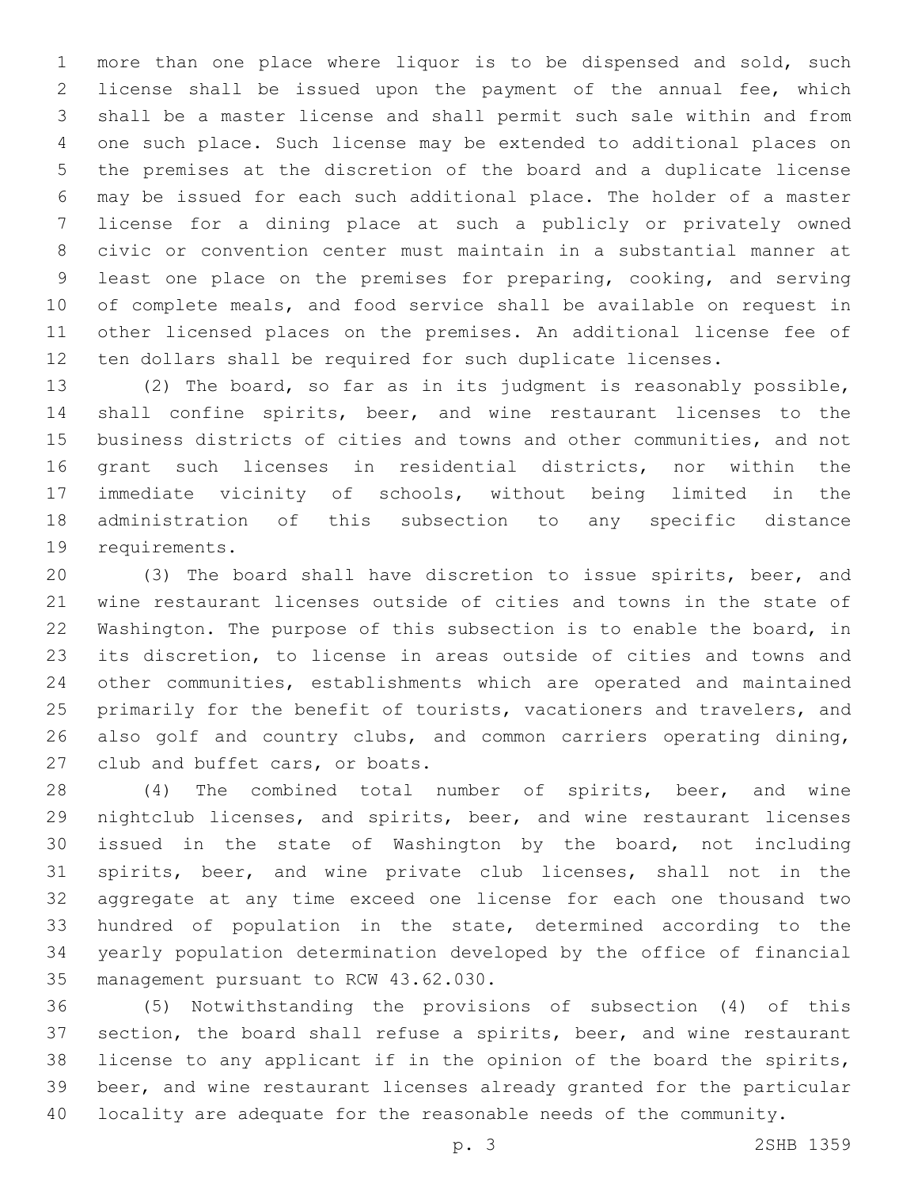more than one place where liquor is to be dispensed and sold, such license shall be issued upon the payment of the annual fee, which shall be a master license and shall permit such sale within and from one such place. Such license may be extended to additional places on the premises at the discretion of the board and a duplicate license may be issued for each such additional place. The holder of a master license for a dining place at such a publicly or privately owned civic or convention center must maintain in a substantial manner at least one place on the premises for preparing, cooking, and serving of complete meals, and food service shall be available on request in other licensed places on the premises. An additional license fee of ten dollars shall be required for such duplicate licenses.

(2) The board, so far as in its judgment is reasonably possible, shall confine spirits, beer, and wine restaurant licenses to the business districts of cities and towns and other communities, and not grant such licenses in residential districts, nor within the immediate vicinity of schools, without being limited in the administration of this subsection to any specific distance requirements.

(3) The board shall have discretion to issue spirits, beer, and wine restaurant licenses outside of cities and towns in the state of Washington. The purpose of this subsection is to enable the board, in its discretion, to license in areas outside of cities and towns and other communities, establishments which are operated and maintained primarily for the benefit of tourists, vacationers and travelers, and also golf and country clubs, and common carriers operating dining, club and buffet cars, or boats.

(4) The combined total number of spirits, beer, and wine nightclub licenses, and spirits, beer, and wine restaurant licenses issued in the state of Washington by the board, not including spirits, beer, and wine private club licenses, shall not in the aggregate at any time exceed one license for each one thousand two hundred of population in the state, determined according to the yearly population determination developed by the office of financial management pursuant to RCW 43.62.030.

(5) Notwithstanding the provisions of subsection (4) of this section, the board shall refuse a spirits, beer, and wine restaurant license to any applicant if in the opinion of the board the spirits, beer, and wine restaurant licenses already granted for the particular locality are adequate for the reasonable needs of the community.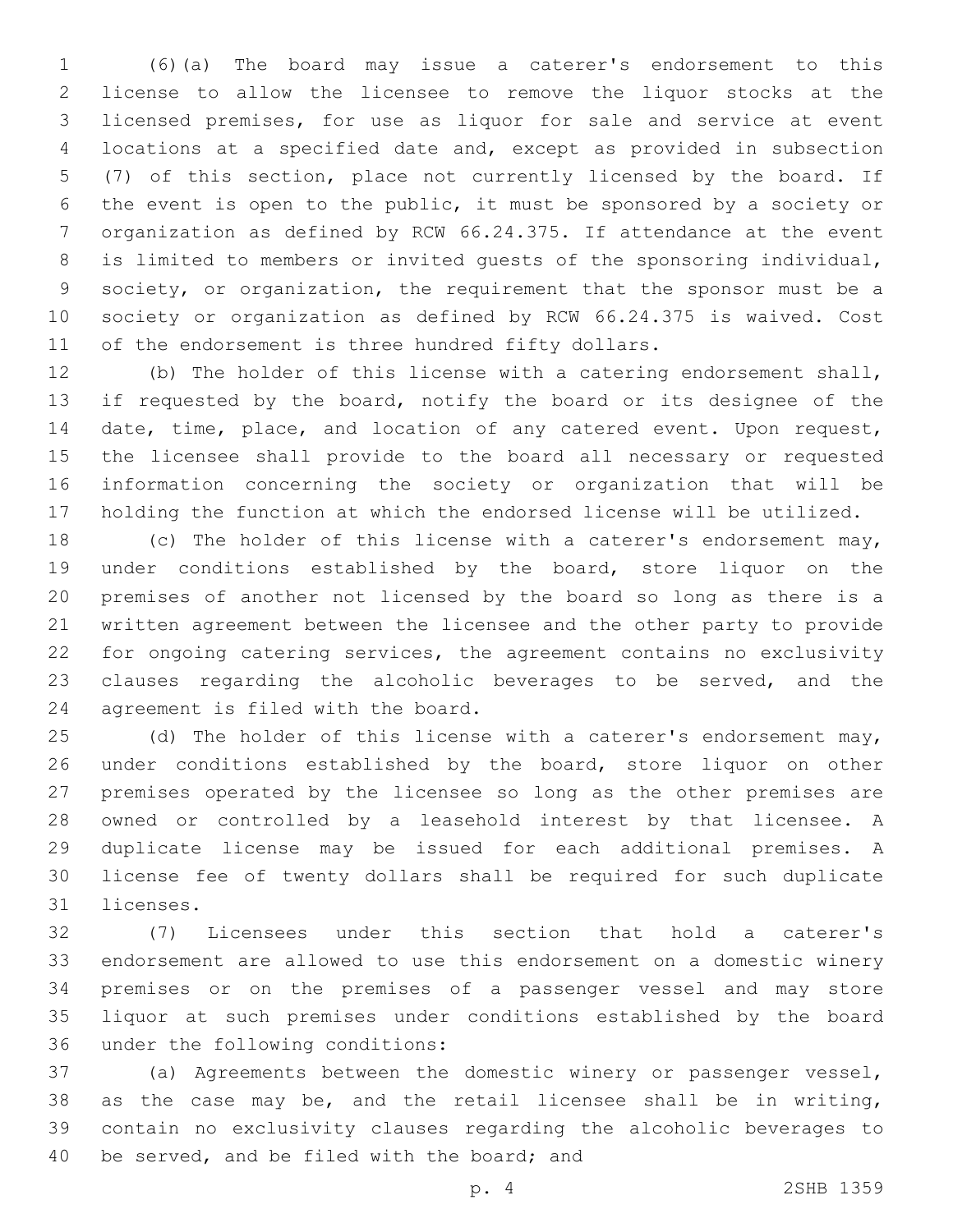(6)(a) The board may issue a caterer's endorsement to this license to allow the licensee to remove the liquor stocks at the licensed premises, for use as liquor for sale and service at event locations at a specified date and, except as provided in subsection (7) of this section, place not currently licensed by the board. If the event is open to the public, it must be sponsored by a society or organization as defined by RCW 66.24.375. If attendance at the event is limited to members or invited guests of the sponsoring individual, society, or organization, the requirement that the sponsor must be a society or organization as defined by RCW 66.24.375 is waived. Cost of the endorsement is three hundred fifty dollars.

(b) The holder of this license with a catering endorsement shall, if requested by the board, notify the board or its designee of the date, time, place, and location of any catered event. Upon request, the licensee shall provide to the board all necessary or requested information concerning the society or organization that will be holding the function at which the endorsed license will be utilized.

(c) The holder of this license with a caterer's endorsement may, under conditions established by the board, store liquor on the premises of another not licensed by the board so long as there is a written agreement between the licensee and the other party to provide for ongoing catering services, the agreement contains no exclusivity clauses regarding the alcoholic beverages to be served, and the agreement is filed with the board.

(d) The holder of this license with a caterer's endorsement may, under conditions established by the board, store liquor on other premises operated by the licensee so long as the other premises are owned or controlled by a leasehold interest by that licensee. A duplicate license may be issued for each additional premises. A license fee of twenty dollars shall be required for such duplicate licenses.

(7) Licensees under this section that hold a caterer's endorsement are allowed to use this endorsement on a domestic winery premises or on the premises of a passenger vessel and may store liquor at such premises under conditions established by the board under the following conditions:

(a) Agreements between the domestic winery or passenger vessel, as the case may be, and the retail licensee shall be in writing, contain no exclusivity clauses regarding the alcoholic beverages to be served, and be filed with the board; and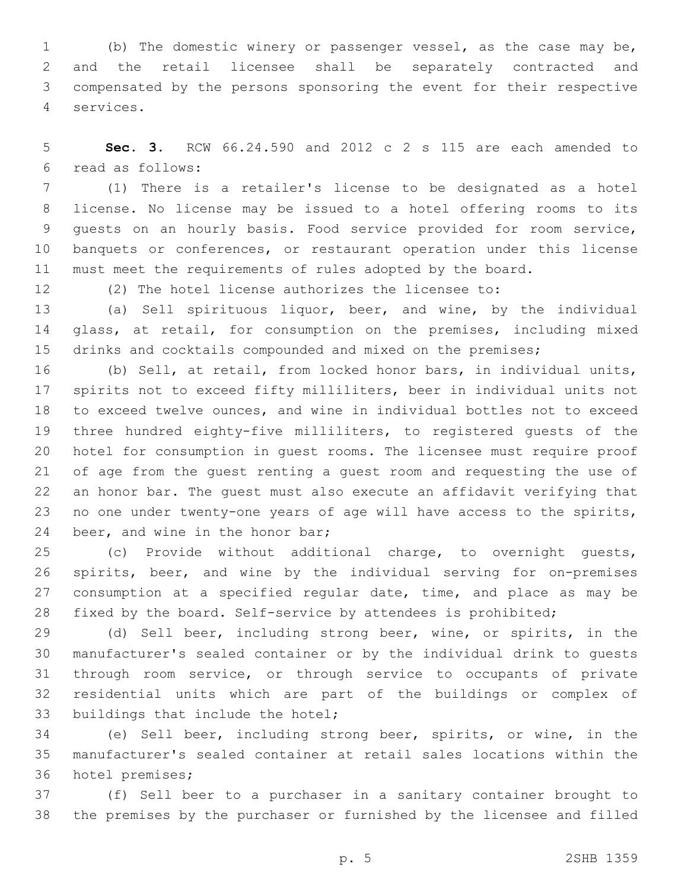(b) The domestic winery or passenger vessel, as the case may be, and the retail licensee shall be separately contracted and compensated by the persons sponsoring the event for their respective services.

**Sec. 3.** RCW 66.24.590 and 2012 c 2 s 115 are each amended to read as follows:

(1) There is a retailer's license to be designated as a hotel license. No license may be issued to a hotel offering rooms to its guests on an hourly basis. Food service provided for room service, banquets or conferences, or restaurant operation under this license must meet the requirements of rules adopted by the board.

(2) The hotel license authorizes the licensee to:

(a) Sell spirituous liquor, beer, and wine, by the individual glass, at retail, for consumption on the premises, including mixed drinks and cocktails compounded and mixed on the premises;

(b) Sell, at retail, from locked honor bars, in individual units, spirits not to exceed fifty milliliters, beer in individual units not to exceed twelve ounces, and wine in individual bottles not to exceed three hundred eighty-five milliliters, to registered guests of the hotel for consumption in guest rooms. The licensee must require proof of age from the guest renting a guest room and requesting the use of an honor bar. The guest must also execute an affidavit verifying that no one under twenty-one years of age will have access to the spirits, beer, and wine in the honor bar;

(c) Provide without additional charge, to overnight guests, spirits, beer, and wine by the individual serving for on-premises consumption at a specified regular date, time, and place as may be fixed by the board. Self-service by attendees is prohibited;

(d) Sell beer, including strong beer, wine, or spirits, in the manufacturer's sealed container or by the individual drink to guests through room service, or through service to occupants of private residential units which are part of the buildings or complex of buildings that include the hotel;

(e) Sell beer, including strong beer, spirits, or wine, in the manufacturer's sealed container at retail sales locations within the hotel premises;

(f) Sell beer to a purchaser in a sanitary container brought to the premises by the purchaser or furnished by the licensee and filled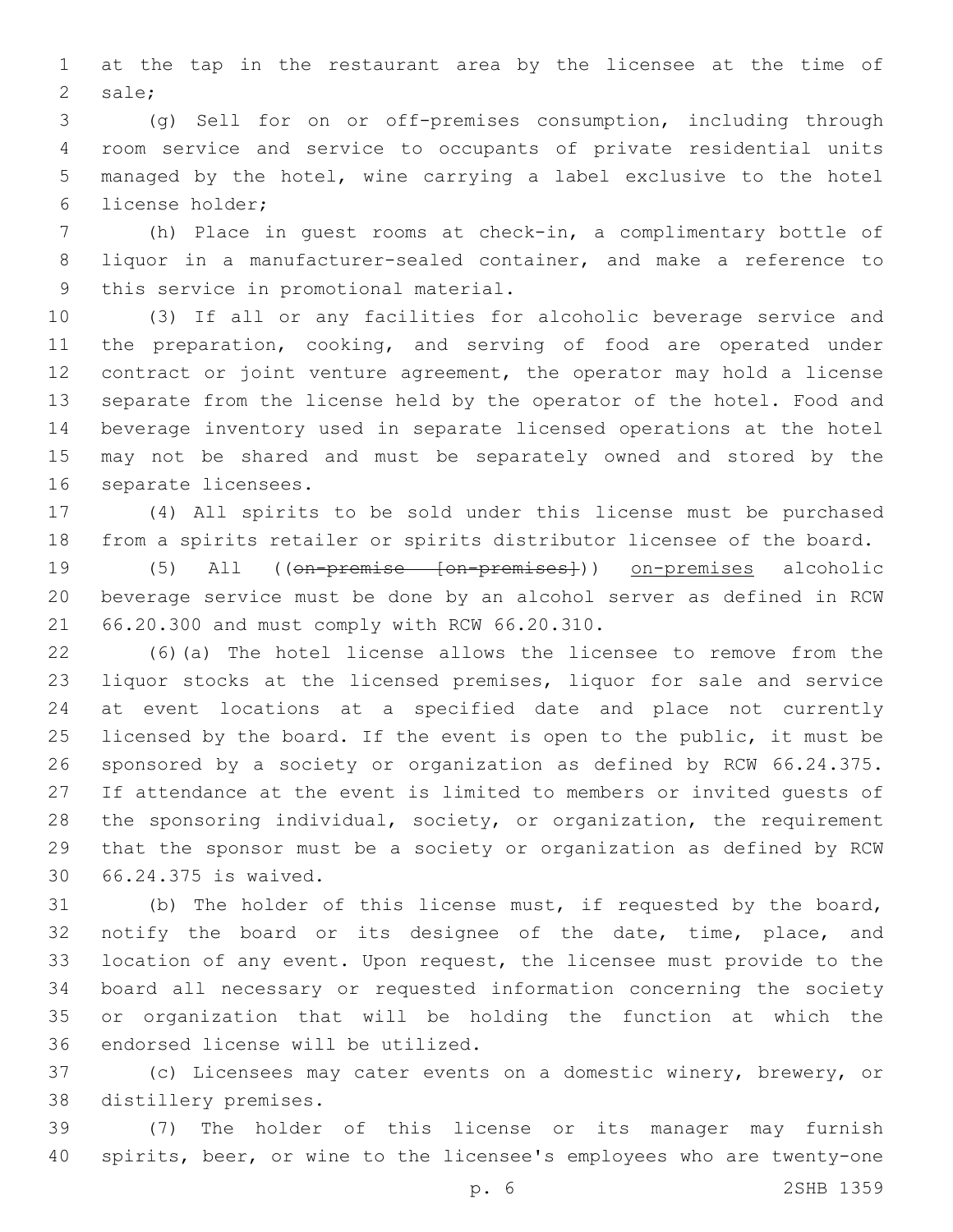at the tap in the restaurant area by the licensee at the time of sale;

(g) Sell for on or off-premises consumption, including through room service and service to occupants of private residential units managed by the hotel, wine carrying a label exclusive to the hotel license holder;

(h) Place in guest rooms at check-in, a complimentary bottle of liquor in a manufacturer-sealed container, and make a reference to this service in promotional material.

(3) If all or any facilities for alcoholic beverage service and the preparation, cooking, and serving of food are operated under contract or joint venture agreement, the operator may hold a license separate from the license held by the operator of the hotel. Food and beverage inventory used in separate licensed operations at the hotel may not be shared and must be separately owned and stored by the separate licensees.

(4) All spirits to be sold under this license must be purchased from a spirits retailer or spirits distributor licensee of the board.

(5) All ((~~on-premise [on-premises]~~)) on-premises alcoholic beverage service must be done by an alcohol server as defined in RCW 66.20.300 and must comply with RCW 66.20.310.

(6)(a) The hotel license allows the licensee to remove from the liquor stocks at the licensed premises, liquor for sale and service at event locations at a specified date and place not currently licensed by the board. If the event is open to the public, it must be sponsored by a society or organization as defined by RCW 66.24.375. If attendance at the event is limited to members or invited guests of the sponsoring individual, society, or organization, the requirement that the sponsor must be a society or organization as defined by RCW 66.24.375 is waived.

(b) The holder of this license must, if requested by the board, notify the board or its designee of the date, time, place, and location of any event. Upon request, the licensee must provide to the board all necessary or requested information concerning the society or organization that will be holding the function at which the endorsed license will be utilized.

(c) Licensees may cater events on a domestic winery, brewery, or distillery premises.

(7) The holder of this license or its manager may furnish spirits, beer, or wine to the licensee's employees who are twenty-one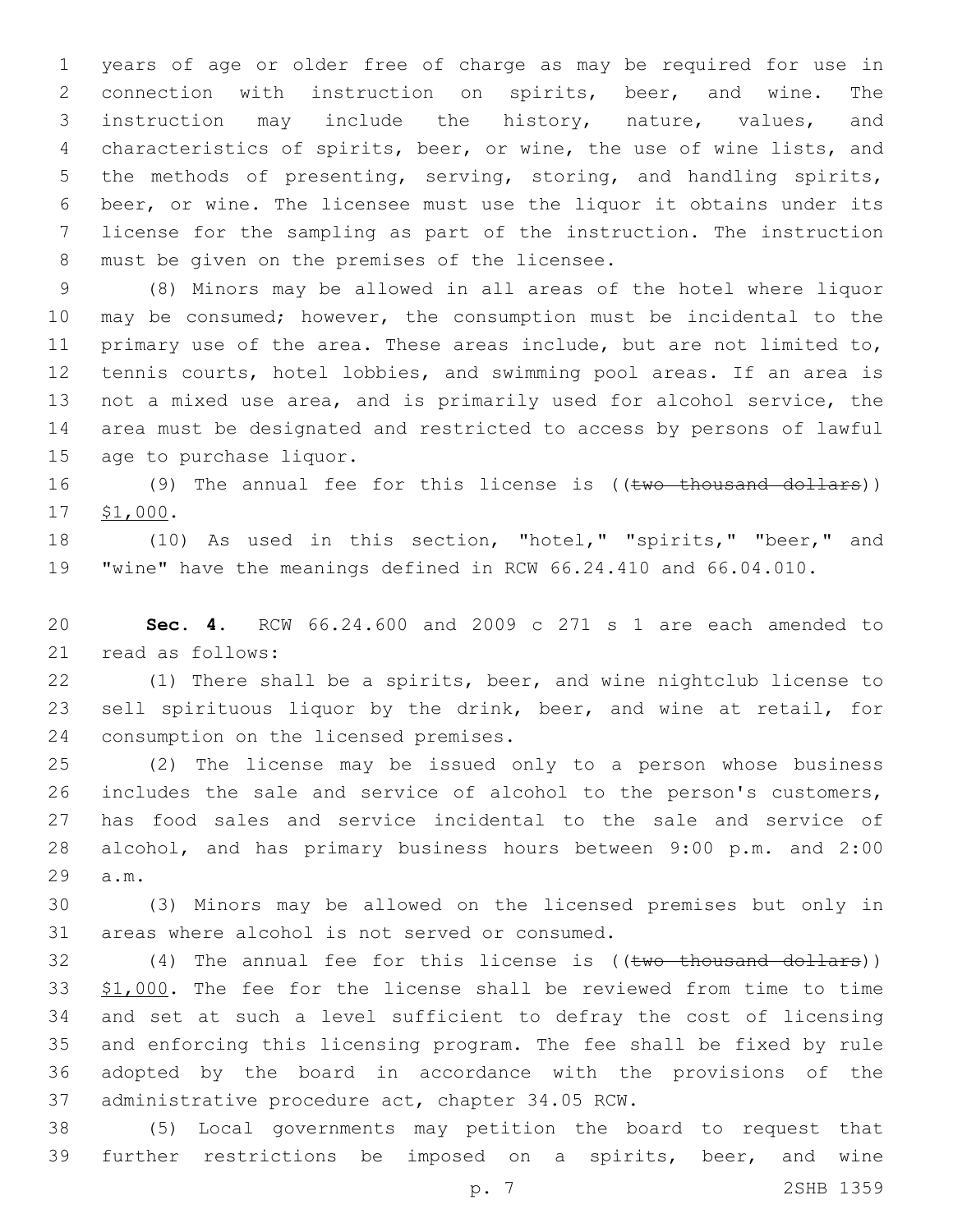years of age or older free of charge as may be required for use in connection with instruction on spirits, beer, and wine. The instruction may include the history, nature, values, and characteristics of spirits, beer, or wine, the use of wine lists, and the methods of presenting, serving, storing, and handling spirits, beer, or wine. The licensee must use the liquor it obtains under its license for the sampling as part of the instruction. The instruction must be given on the premises of the licensee.

(8) Minors may be allowed in all areas of the hotel where liquor may be consumed; however, the consumption must be incidental to the primary use of the area. These areas include, but are not limited to, tennis courts, hotel lobbies, and swimming pool areas. If an area is not a mixed use area, and is primarily used for alcohol service, the area must be designated and restricted to access by persons of lawful age to purchase liquor.

(9) The annual fee for this license is ((~~two thousand dollars~~)) <u>$1,000</u>.

(10) As used in this section, "hotel," "spirits," "beer," and "wine" have the meanings defined in RCW 66.24.410 and 66.04.010.

**Sec. 4.** RCW 66.24.600 and 2009 c 271 s 1 are each amended to read as follows:

(1) There shall be a spirits, beer, and wine nightclub license to sell spirituous liquor by the drink, beer, and wine at retail, for consumption on the licensed premises.

(2) The license may be issued only to a person whose business includes the sale and service of alcohol to the person's customers, has food sales and service incidental to the sale and service of alcohol, and has primary business hours between 9:00 p.m. and 2:00 a.m.

(3) Minors may be allowed on the licensed premises but only in areas where alcohol is not served or consumed.

(4) The annual fee for this license is ((~~two thousand dollars~~)) <u>$1,000</u>. The fee for the license shall be reviewed from time to time and set at such a level sufficient to defray the cost of licensing and enforcing this licensing program. The fee shall be fixed by rule adopted by the board in accordance with the provisions of the administrative procedure act, chapter 34.05 RCW.

(5) Local governments may petition the board to request that further restrictions be imposed on a spirits, beer, and wine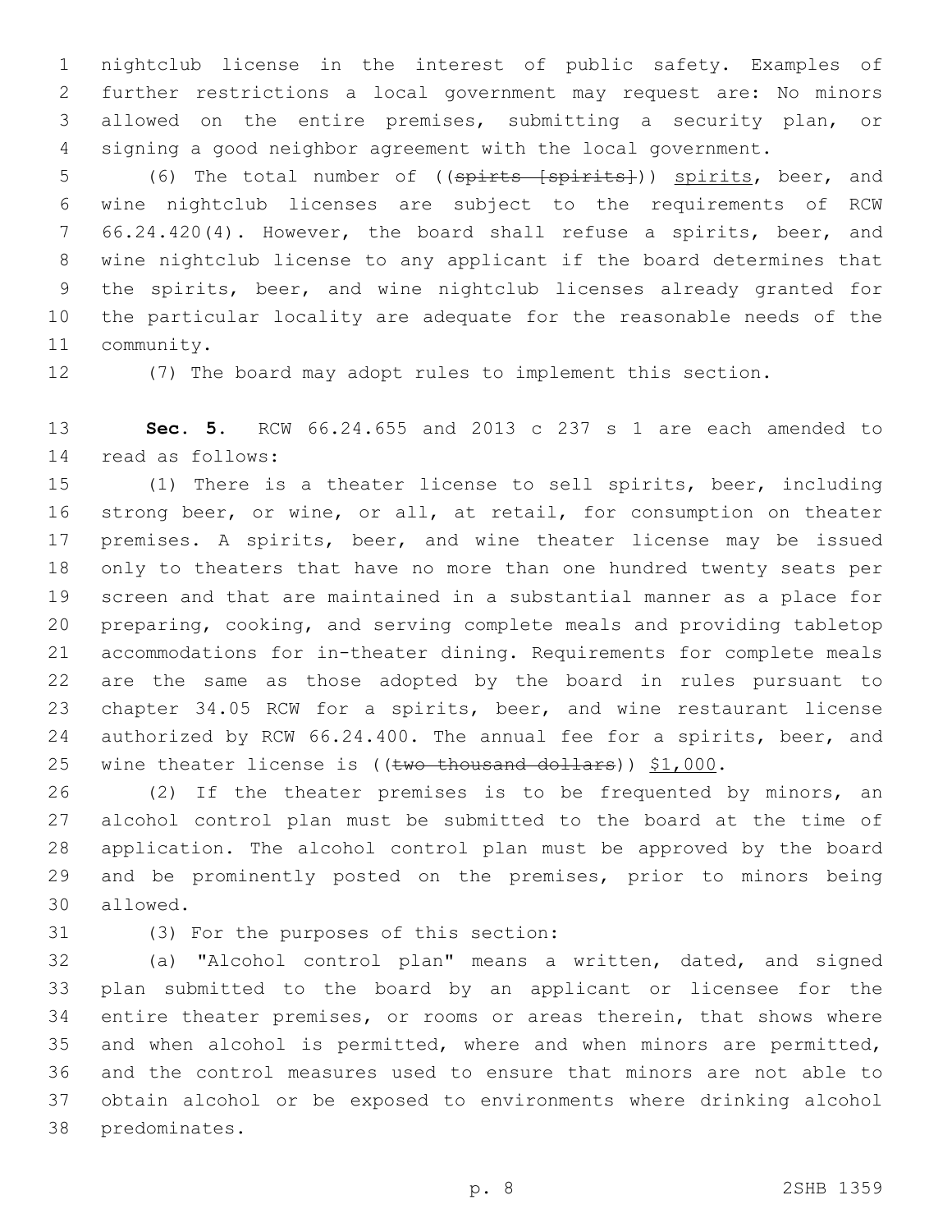nightclub license in the interest of public safety. Examples of further restrictions a local government may request are: No minors allowed on the entire premises, submitting a security plan, or signing a good neighbor agreement with the local government.

(6) The total number of ((~~spirts [spirits]~~)) <u>spirits</u>, beer, and wine nightclub licenses are subject to the requirements of RCW 66.24.420(4). However, the board shall refuse a spirits, beer, and wine nightclub license to any applicant if the board determines that the spirits, beer, and wine nightclub licenses already granted for the particular locality are adequate for the reasonable needs of the community.

(7) The board may adopt rules to implement this section.

**Sec. 5.** RCW 66.24.655 and 2013 c 237 s 1 are each amended to read as follows:

(1) There is a theater license to sell spirits, beer, including strong beer, or wine, or all, at retail, for consumption on theater premises. A spirits, beer, and wine theater license may be issued only to theaters that have no more than one hundred twenty seats per screen and that are maintained in a substantial manner as a place for preparing, cooking, and serving complete meals and providing tabletop accommodations for in-theater dining. Requirements for complete meals are the same as those adopted by the board in rules pursuant to chapter 34.05 RCW for a spirits, beer, and wine restaurant license authorized by RCW 66.24.400. The annual fee for a spirits, beer, and wine theater license is ((~~two thousand dollars~~)) <u>$1,000</u>.

(2) If the theater premises is to be frequented by minors, an alcohol control plan must be submitted to the board at the time of application. The alcohol control plan must be approved by the board and be prominently posted on the premises, prior to minors being allowed.

(3) For the purposes of this section:

(a) "Alcohol control plan" means a written, dated, and signed plan submitted to the board by an applicant or licensee for the entire theater premises, or rooms or areas therein, that shows where and when alcohol is permitted, where and when minors are permitted, and the control measures used to ensure that minors are not able to obtain alcohol or be exposed to environments where drinking alcohol predominates.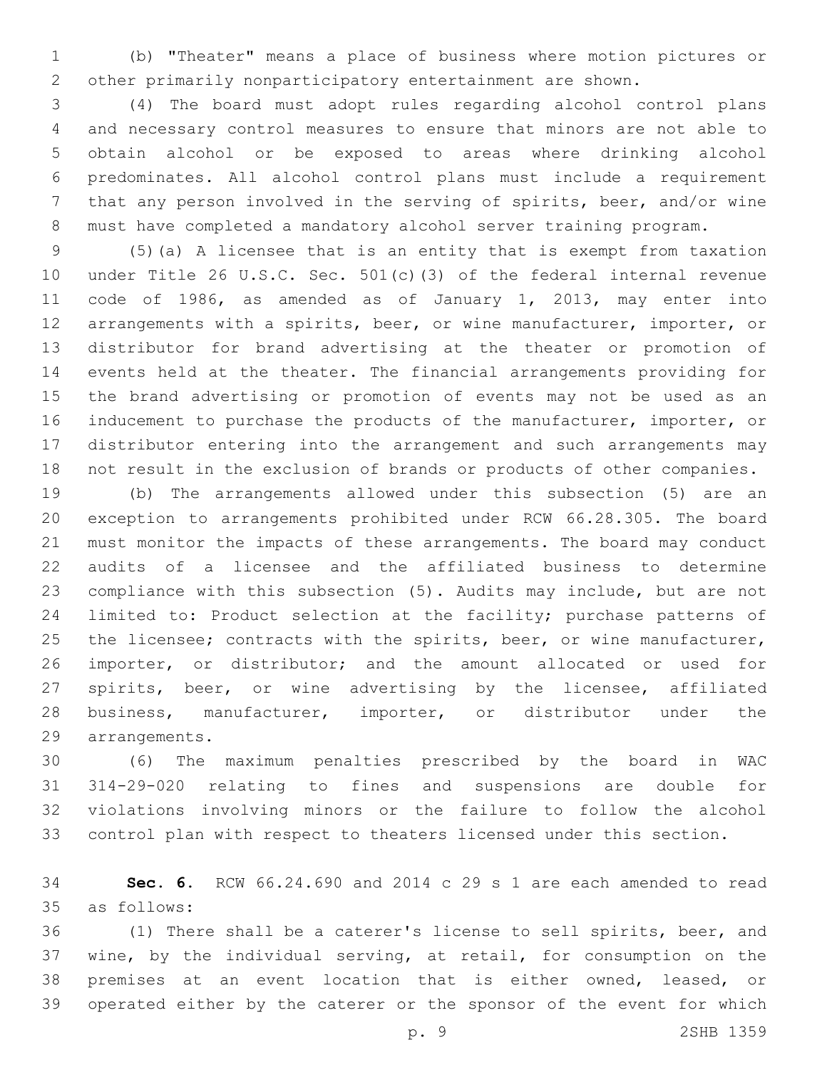(b) "Theater" means a place of business where motion pictures or other primarily nonparticipatory entertainment are shown.

(4) The board must adopt rules regarding alcohol control plans and necessary control measures to ensure that minors are not able to obtain alcohol or be exposed to areas where drinking alcohol predominates. All alcohol control plans must include a requirement that any person involved in the serving of spirits, beer, and/or wine must have completed a mandatory alcohol server training program.

(5)(a) A licensee that is an entity that is exempt from taxation under Title 26 U.S.C. Sec. 501(c)(3) of the federal internal revenue code of 1986, as amended as of January 1, 2013, may enter into arrangements with a spirits, beer, or wine manufacturer, importer, or distributor for brand advertising at the theater or promotion of events held at the theater. The financial arrangements providing for the brand advertising or promotion of events may not be used as an inducement to purchase the products of the manufacturer, importer, or distributor entering into the arrangement and such arrangements may not result in the exclusion of brands or products of other companies.

(b) The arrangements allowed under this subsection (5) are an exception to arrangements prohibited under RCW 66.28.305. The board must monitor the impacts of these arrangements. The board may conduct audits of a licensee and the affiliated business to determine compliance with this subsection (5). Audits may include, but are not limited to: Product selection at the facility; purchase patterns of the licensee; contracts with the spirits, beer, or wine manufacturer, importer, or distributor; and the amount allocated or used for spirits, beer, or wine advertising by the licensee, affiliated business, manufacturer, importer, or distributor under the arrangements.

(6) The maximum penalties prescribed by the board in WAC 314-29-020 relating to fines and suspensions are double for violations involving minors or the failure to follow the alcohol control plan with respect to theaters licensed under this section.

**Sec. 6.** RCW 66.24.690 and 2014 c 29 s 1 are each amended to read as follows:

(1) There shall be a caterer's license to sell spirits, beer, and wine, by the individual serving, at retail, for consumption on the premises at an event location that is either owned, leased, or operated either by the caterer or the sponsor of the event for which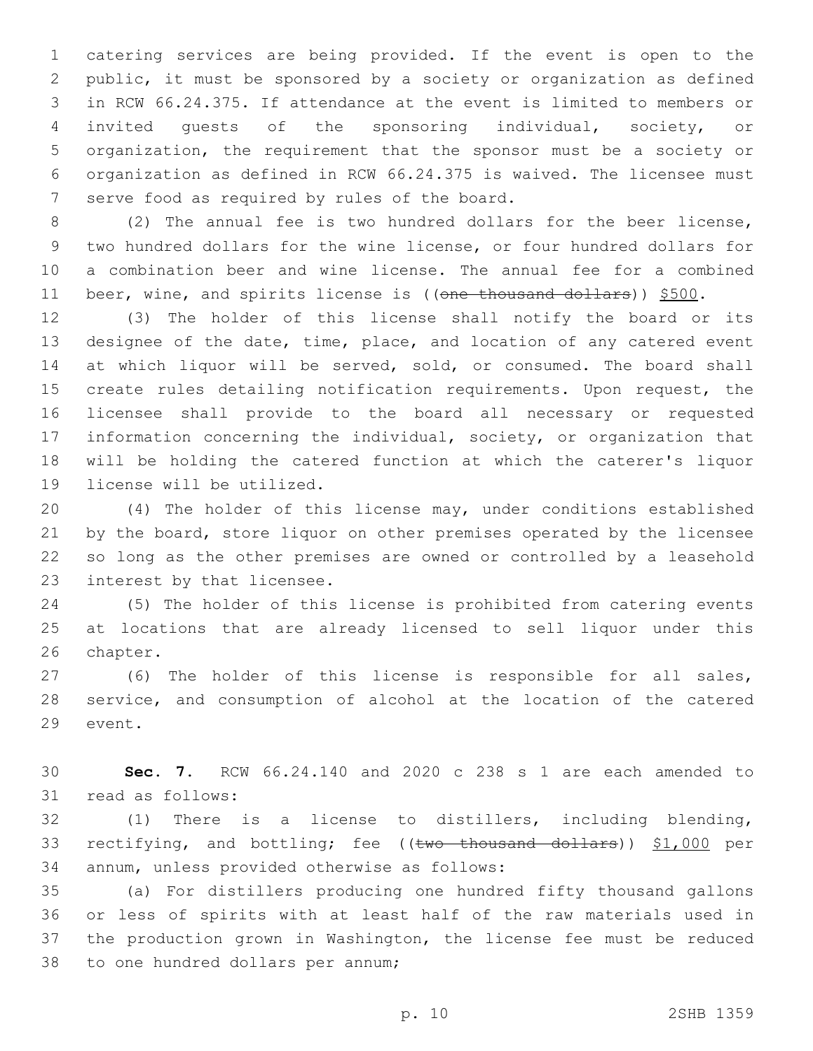catering services are being provided. If the event is open to the public, it must be sponsored by a society or organization as defined in RCW 66.24.375. If attendance at the event is limited to members or invited guests of the sponsoring individual, society, or organization, the requirement that the sponsor must be a society or organization as defined in RCW 66.24.375 is waived. The licensee must serve food as required by rules of the board.

(2) The annual fee is two hundred dollars for the beer license, two hundred dollars for the wine license, or four hundred dollars for a combination beer and wine license. The annual fee for a combined beer, wine, and spirits license is ((~~one thousand dollars~~)) $500.

(3) The holder of this license shall notify the board or its designee of the date, time, place, and location of any catered event at which liquor will be served, sold, or consumed. The board shall create rules detailing notification requirements. Upon request, the licensee shall provide to the board all necessary or requested information concerning the individual, society, or organization that will be holding the catered function at which the caterer's liquor license will be utilized.

(4) The holder of this license may, under conditions established by the board, store liquor on other premises operated by the licensee so long as the other premises are owned or controlled by a leasehold interest by that licensee.

(5) The holder of this license is prohibited from catering events at locations that are already licensed to sell liquor under this chapter.

(6) The holder of this license is responsible for all sales, service, and consumption of alcohol at the location of the catered event.

**Sec. 7.** RCW 66.24.140 and 2020 c 238 s 1 are each amended to read as follows:

(1) There is a license to distillers, including blending, rectifying, and bottling; fee ((~~two thousand dollars~~)) $1,000 per annum, unless provided otherwise as follows:

(a) For distillers producing one hundred fifty thousand gallons or less of spirits with at least half of the raw materials used in the production grown in Washington, the license fee must be reduced to one hundred dollars per annum;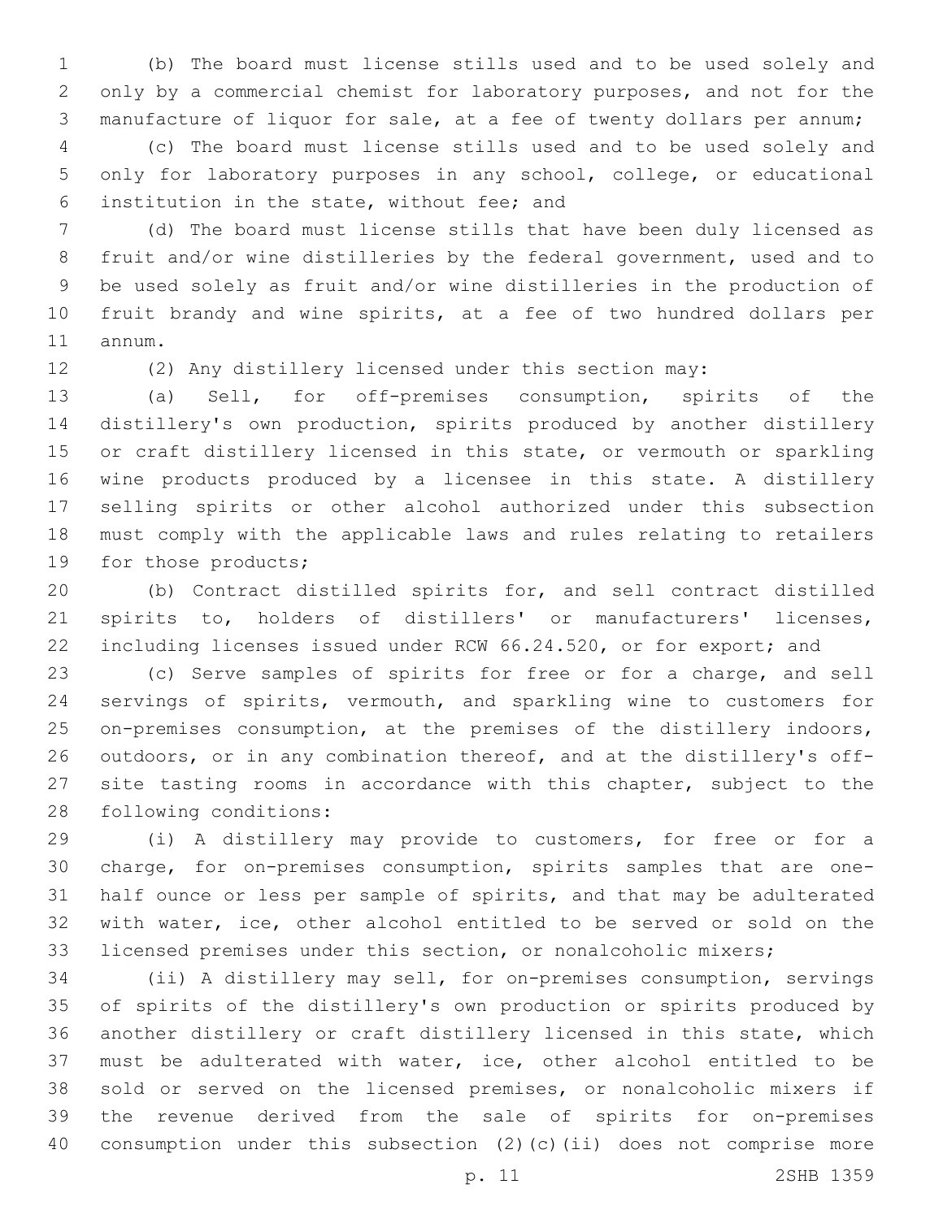(b) The board must license stills used and to be used solely and only by a commercial chemist for laboratory purposes, and not for the manufacture of liquor for sale, at a fee of twenty dollars per annum;

(c) The board must license stills used and to be used solely and only for laboratory purposes in any school, college, or educational institution in the state, without fee; and

(d) The board must license stills that have been duly licensed as fruit and/or wine distilleries by the federal government, used and to be used solely as fruit and/or wine distilleries in the production of fruit brandy and wine spirits, at a fee of two hundred dollars per annum.

(2) Any distillery licensed under this section may:

(a) Sell, for off-premises consumption, spirits of the distillery's own production, spirits produced by another distillery or craft distillery licensed in this state, or vermouth or sparkling wine products produced by a licensee in this state. A distillery selling spirits or other alcohol authorized under this subsection must comply with the applicable laws and rules relating to retailers for those products;

(b) Contract distilled spirits for, and sell contract distilled spirits to, holders of distillers' or manufacturers' licenses, including licenses issued under RCW 66.24.520, or for export; and

(c) Serve samples of spirits for free or for a charge, and sell servings of spirits, vermouth, and sparkling wine to customers for on-premises consumption, at the premises of the distillery indoors, outdoors, or in any combination thereof, and at the distillery's off-site tasting rooms in accordance with this chapter, subject to the following conditions:

(i) A distillery may provide to customers, for free or for a charge, for on-premises consumption, spirits samples that are one-half ounce or less per sample of spirits, and that may be adulterated with water, ice, other alcohol entitled to be served or sold on the licensed premises under this section, or nonalcoholic mixers;

(ii) A distillery may sell, for on-premises consumption, servings of spirits of the distillery's own production or spirits produced by another distillery or craft distillery licensed in this state, which must be adulterated with water, ice, other alcohol entitled to be sold or served on the licensed premises, or nonalcoholic mixers if the revenue derived from the sale of spirits for on-premises consumption under this subsection (2)(c)(ii) does not comprise more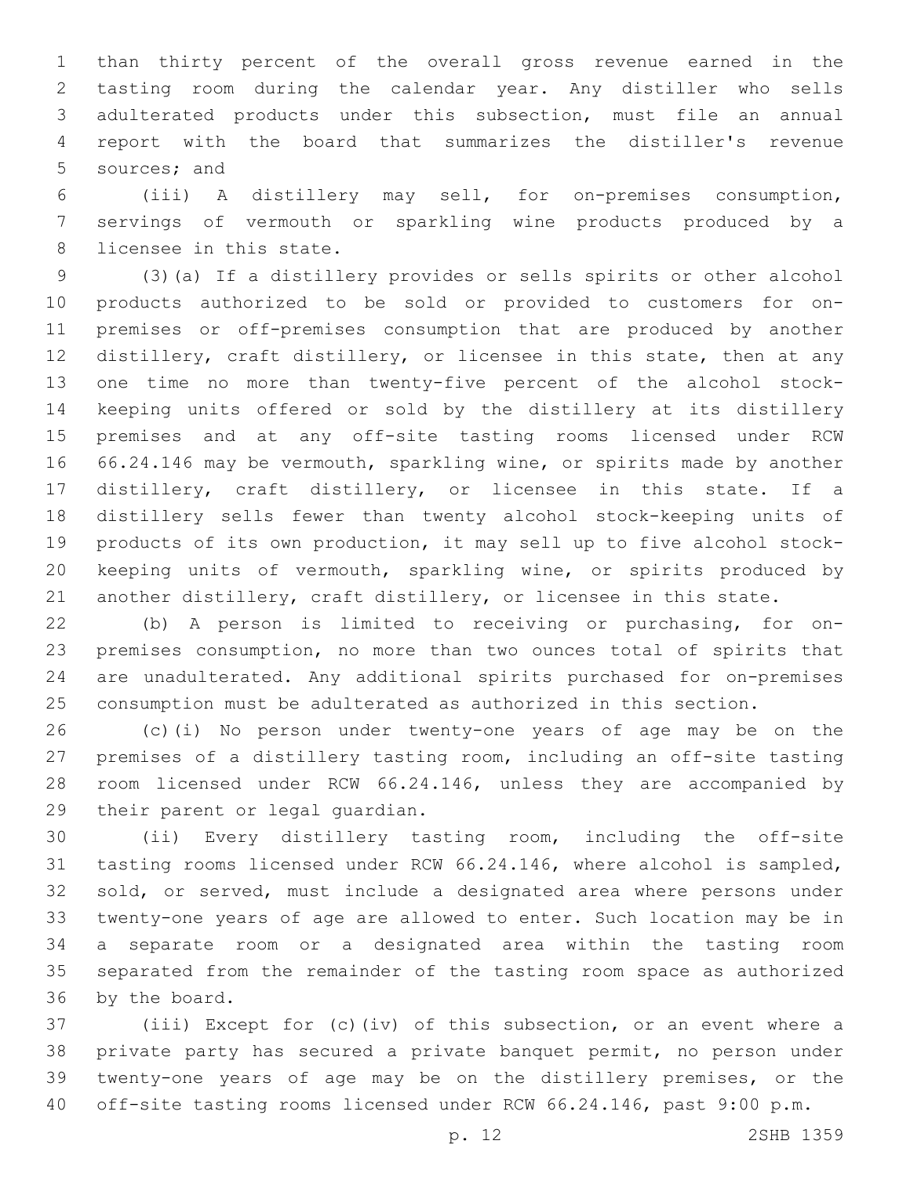than thirty percent of the overall gross revenue earned in the tasting room during the calendar year. Any distiller who sells adulterated products under this subsection, must file an annual report with the board that summarizes the distiller's revenue sources; and

(iii) A distillery may sell, for on-premises consumption, servings of vermouth or sparkling wine products produced by a licensee in this state.

(3)(a) If a distillery provides or sells spirits or other alcohol products authorized to be sold or provided to customers for on-premises or off-premises consumption that are produced by another distillery, craft distillery, or licensee in this state, then at any one time no more than twenty-five percent of the alcohol stock-keeping units offered or sold by the distillery at its distillery premises and at any off-site tasting rooms licensed under RCW 66.24.146 may be vermouth, sparkling wine, or spirits made by another distillery, craft distillery, or licensee in this state. If a distillery sells fewer than twenty alcohol stock-keeping units of products of its own production, it may sell up to five alcohol stock-keeping units of vermouth, sparkling wine, or spirits produced by another distillery, craft distillery, or licensee in this state.

(b) A person is limited to receiving or purchasing, for on-premises consumption, no more than two ounces total of spirits that are unadulterated. Any additional spirits purchased for on-premises consumption must be adulterated as authorized in this section.

(c)(i) No person under twenty-one years of age may be on the premises of a distillery tasting room, including an off-site tasting room licensed under RCW 66.24.146, unless they are accompanied by their parent or legal guardian.

(ii) Every distillery tasting room, including the off-site tasting rooms licensed under RCW 66.24.146, where alcohol is sampled, sold, or served, must include a designated area where persons under twenty-one years of age are allowed to enter. Such location may be in a separate room or a designated area within the tasting room separated from the remainder of the tasting room space as authorized by the board.

(iii) Except for (c)(iv) of this subsection, or an event where a private party has secured a private banquet permit, no person under twenty-one years of age may be on the distillery premises, or the off-site tasting rooms licensed under RCW 66.24.146, past 9:00 p.m.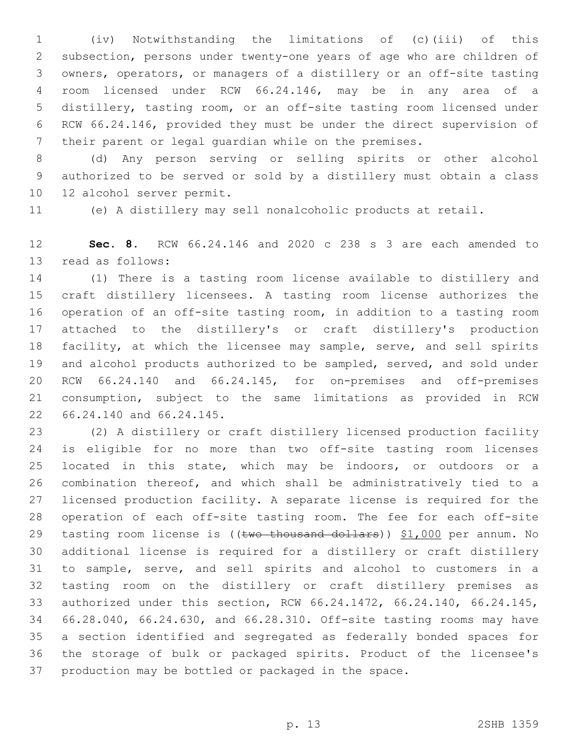(iv) Notwithstanding the limitations of (c)(iii) of this subsection, persons under twenty-one years of age who are children of owners, operators, or managers of a distillery or an off-site tasting room licensed under RCW 66.24.146, may be in any area of a distillery, tasting room, or an off-site tasting room licensed under RCW 66.24.146, provided they must be under the direct supervision of their parent or legal guardian while on the premises.

(d) Any person serving or selling spirits or other alcohol authorized to be served or sold by a distillery must obtain a class 12 alcohol server permit.

(e) A distillery may sell nonalcoholic products at retail.

**Sec. 8.** RCW 66.24.146 and 2020 c 238 s 3 are each amended to read as follows:

(1) There is a tasting room license available to distillery and craft distillery licensees. A tasting room license authorizes the operation of an off-site tasting room, in addition to a tasting room attached to the distillery's or craft distillery's production facility, at which the licensee may sample, serve, and sell spirits and alcohol products authorized to be sampled, served, and sold under RCW 66.24.140 and 66.24.145, for on-premises and off-premises consumption, subject to the same limitations as provided in RCW 66.24.140 and 66.24.145.

(2) A distillery or craft distillery licensed production facility is eligible for no more than two off-site tasting room licenses located in this state, which may be indoors, or outdoors or a combination thereof, and which shall be administratively tied to a licensed production facility. A separate license is required for the operation of each off-site tasting room. The fee for each off-site tasting room license is ((~~two thousand dollars~~)) <u>$1,000</u> per annum. No additional license is required for a distillery or craft distillery to sample, serve, and sell spirits and alcohol to customers in a tasting room on the distillery or craft distillery premises as authorized under this section, RCW 66.24.1472, 66.24.140, 66.24.145, 66.28.040, 66.24.630, and 66.28.310. Off-site tasting rooms may have a section identified and segregated as federally bonded spaces for the storage of bulk or packaged spirits. Product of the licensee's production may be bottled or packaged in the space.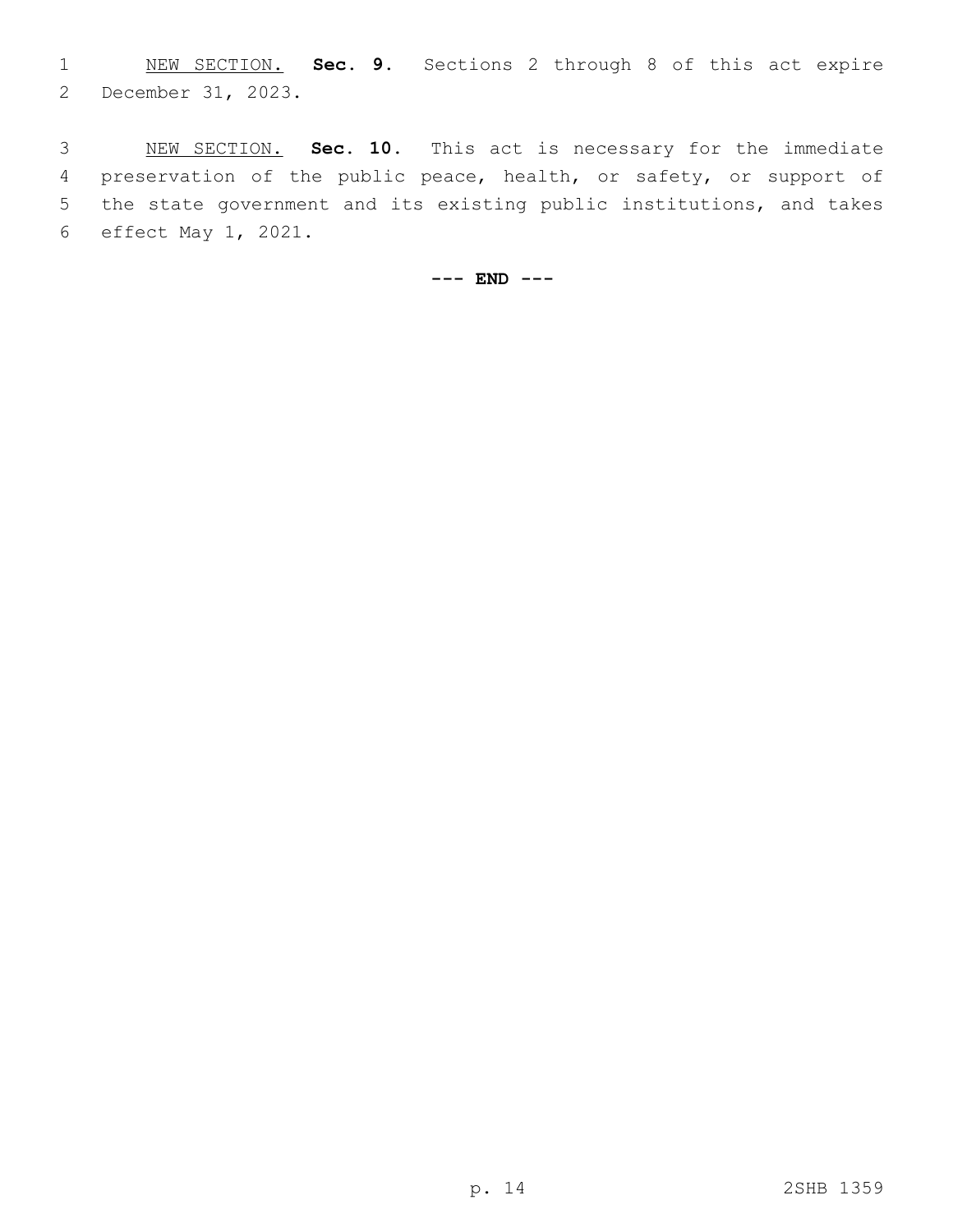NEW SECTION. **Sec. 9.** Sections 2 through 8 of this act expire December 31, 2023.

NEW SECTION. **Sec. 10.** This act is necessary for the immediate preservation of the public peace, health, or safety, or support of the state government and its existing public institutions, and takes effect May 1, 2021.

**--- END ---**